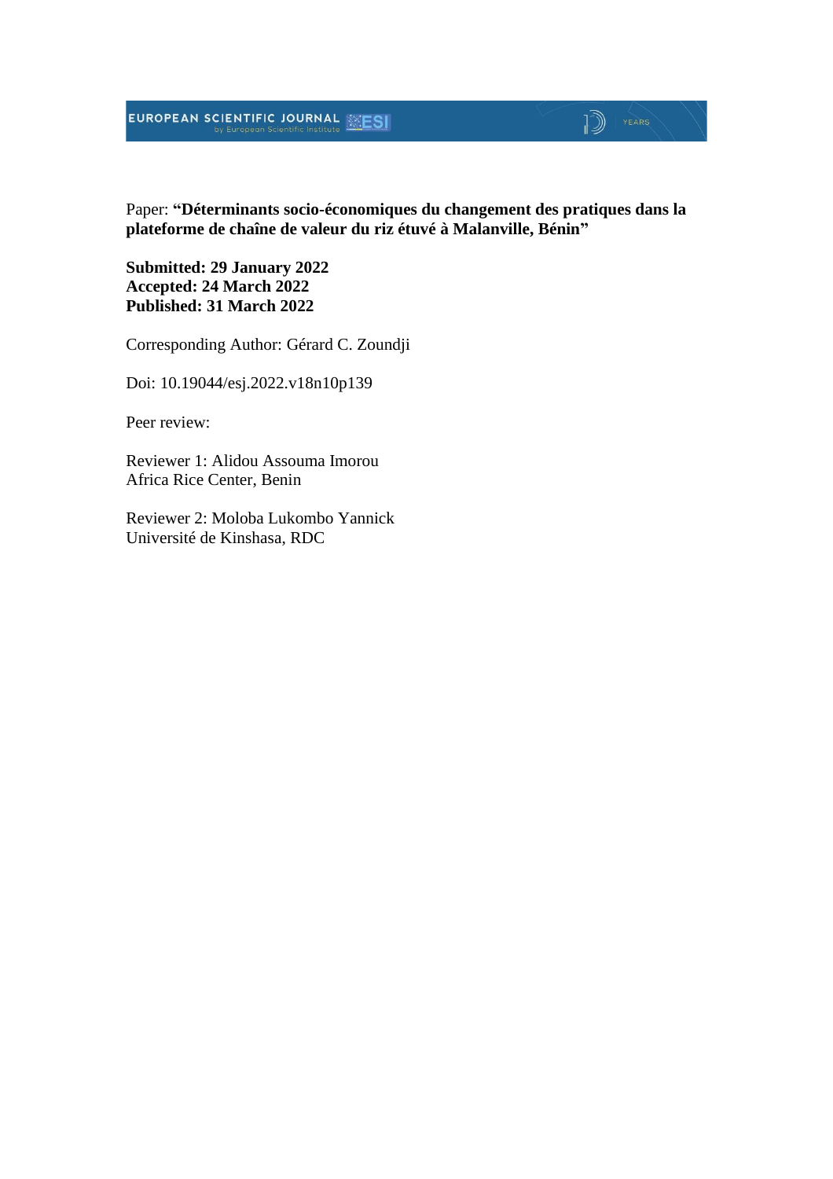Paper: **“Déterminants socio-économiques du changement des pratiques dans la plateforme de chaîne de valeur du riz étuvé à Malanville, Bénin”**

**Submitted: 29 January 2022**
**Accepted: 24 March 2022**
**Published: 31 March 2022**

Corresponding Author: Gérard C. Zoundji

Doi: 10.19044/esj.2022.v18n10p139

Peer review:

Reviewer 1: Alidou Assouma Imorou
Africa Rice Center, Benin

Reviewer 2: Moloba Lukombo Yannick
Université de Kinshasa, RDC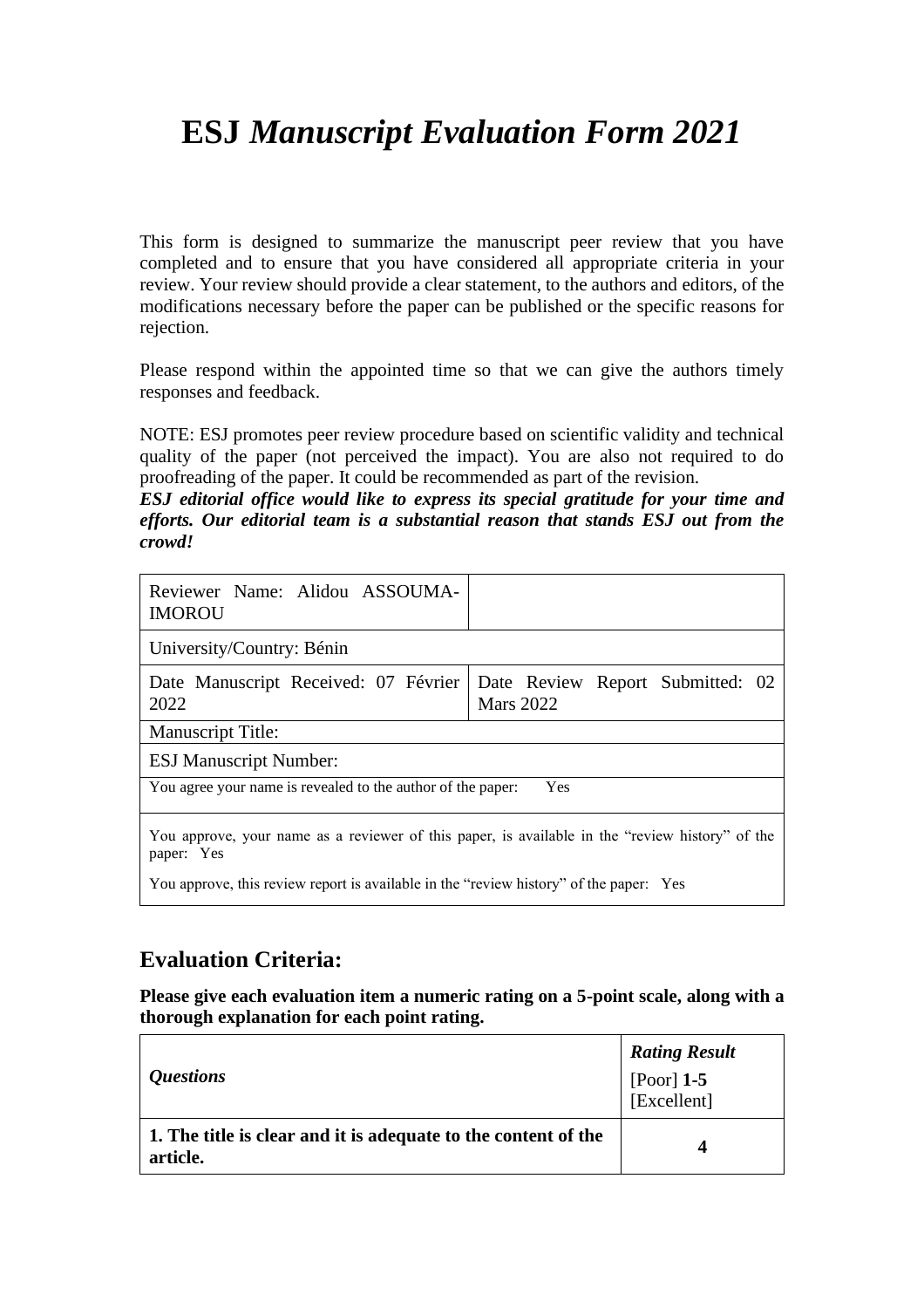# ESJ *Manuscript Evaluation Form 2021*

This form is designed to summarize the manuscript peer review that you have completed and to ensure that you have considered all appropriate criteria in your review. Your review should provide a clear statement, to the authors and editors, of the modifications necessary before the paper can be published or the specific reasons for rejection.

Please respond within the appointed time so that we can give the authors timely responses and feedback.

NOTE: ESJ promotes peer review procedure based on scientific validity and technical quality of the paper (not perceived the impact). You are also not required to do proofreading of the paper. It could be recommended as part of the revision.
***ESJ editorial office would like to express its special gratitude for your time and efforts. Our editorial team is a substantial reason that stands ESJ out from the crowd!***

| | |
|---|---|
| Reviewer Name: Alidou ASSOUMA-IMOROU | |
| University/Country: Bénin | |
| Date Manuscript Received: 07 Février 2022 | Date Review Report Submitted: 02 Mars 2022 |
| Manuscript Title: | |
| ESJ Manuscript Number: | |
| You agree your name is revealed to the author of the paper: Yes | |
| You approve, your name as a reviewer of this paper, is available in the "review history" of the paper: Yes<br><br>You approve, this review report is available in the "review history" of the paper: Yes | |

## Evaluation Criteria:

**Please give each evaluation item a numeric rating on a 5-point scale, along with a thorough explanation for each point rating.**

| *Questions* | ***Rating Result*** [Poor] **1-5** [Excellent] |
|---|---|
| **1. The title is clear and it is adequate to the content of the article.** | **4** |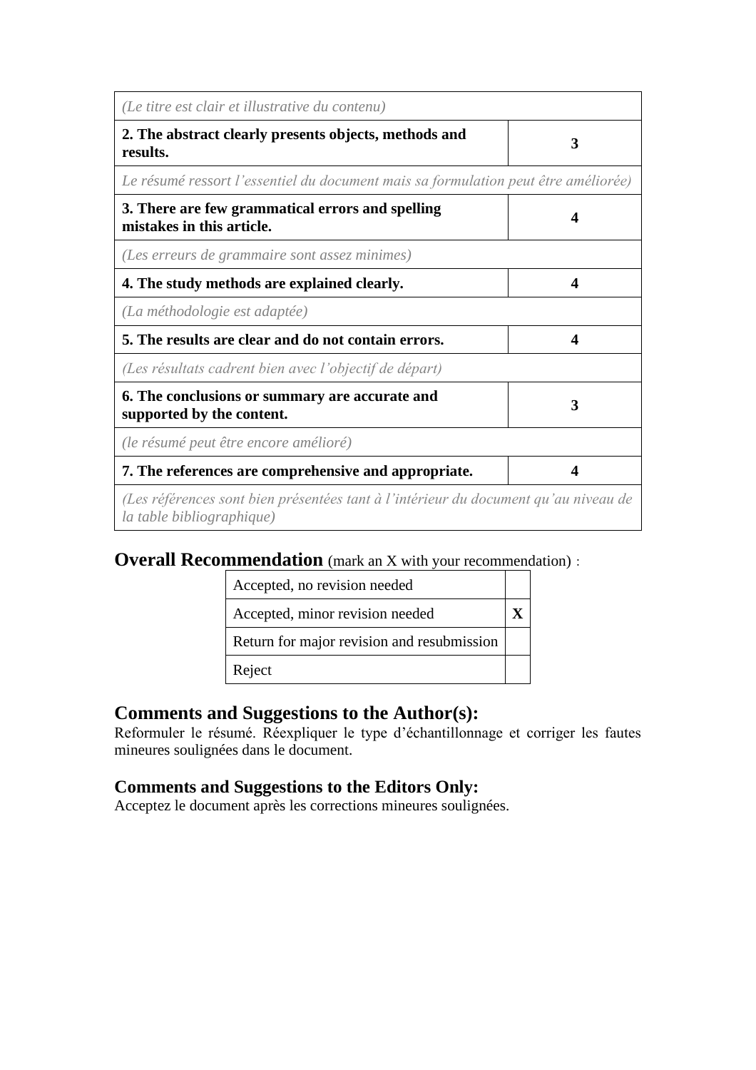| | |
|---|---|
| *(Le titre est clair et illustrative du contenu)* | |
| **2. The abstract clearly presents objects, methods and results.** | **3** |
| *Le résumé ressort l'essentiel du document mais sa formulation peut être améliorée)* | |
| **3. There are few grammatical errors and spelling mistakes in this article.** | **4** |
| *(Les erreurs de grammaire sont assez minimes)* | |
| **4. The study methods are explained clearly.** | **4** |
| *(La méthodologie est adaptée)* | |
| **5. The results are clear and do not contain errors.** | **4** |
| *(Les résultats cadrent bien avec l'objectif de départ)* | |
| **6. The conclusions or summary are accurate and supported by the content.** | **3** |
| *(le résumé peut être encore amélioré)* | |
| **7. The references are comprehensive and appropriate.** | **4** |
| *(Les références sont bien présentées tant à l'intérieur du document qu'au niveau de la table bibliographique)* | |

**Overall Recommendation** (mark an X with your recommendation) :

| | |
|---|---|
| Accepted, no revision needed | |
| Accepted, minor revision needed | **X** |
| Return for major revision and resubmission | |
| Reject | |

## Comments and Suggestions to the Author(s):

Reformuler le résumé. Réexpliquer le type d'échantillonnage et corriger les fautes mineures soulignées dans le document.

## Comments and Suggestions to the Editors Only:

Acceptez le document après les corrections mineures soulignées.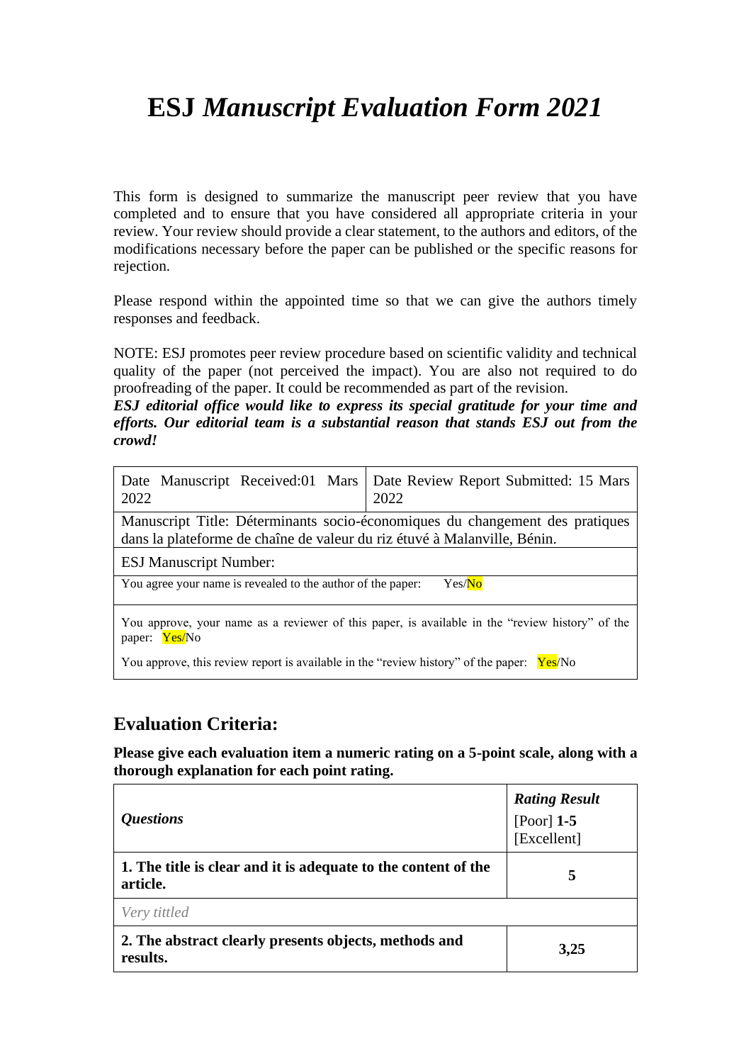# ESJ *Manuscript Evaluation Form 2021*

This form is designed to summarize the manuscript peer review that you have completed and to ensure that you have considered all appropriate criteria in your review. Your review should provide a clear statement, to the authors and editors, of the modifications necessary before the paper can be published or the specific reasons for rejection.

Please respond within the appointed time so that we can give the authors timely responses and feedback.

NOTE: ESJ promotes peer review procedure based on scientific validity and technical quality of the paper (not perceived the impact). You are also not required to do proofreading of the paper. It could be recommended as part of the revision.

***ESJ editorial office would like to express its special gratitude for your time and efforts. Our editorial team is a substantial reason that stands ESJ out from the crowd!***

| | |
|---|---|
| Date Manuscript Received:01 Mars 2022 | Date Review Report Submitted: 15 Mars 2022 |
| Manuscript Title: Déterminants socio-économiques du changement des pratiques dans la plateforme de chaîne de valeur du riz étuvé à Malanville, Bénin. | |
| ESJ Manuscript Number: | |
| You agree your name is revealed to the author of the paper: Yes/No | |
| You approve, your name as a reviewer of this paper, is available in the "review history" of the paper: Yes/No<br>You approve, this review report is available in the "review history" of the paper: Yes/No | |

## Evaluation Criteria:

**Please give each evaluation item a numeric rating on a 5-point scale, along with a thorough explanation for each point rating.**

| *Questions* | *Rating Result* [Poor] **1-5** [Excellent] |
|---|---|
| **1. The title is clear and it is adequate to the content of the article.** | **5** |
| *Very tittled* | |
| **2. The abstract clearly presents objects, methods and results.** | **3,25** |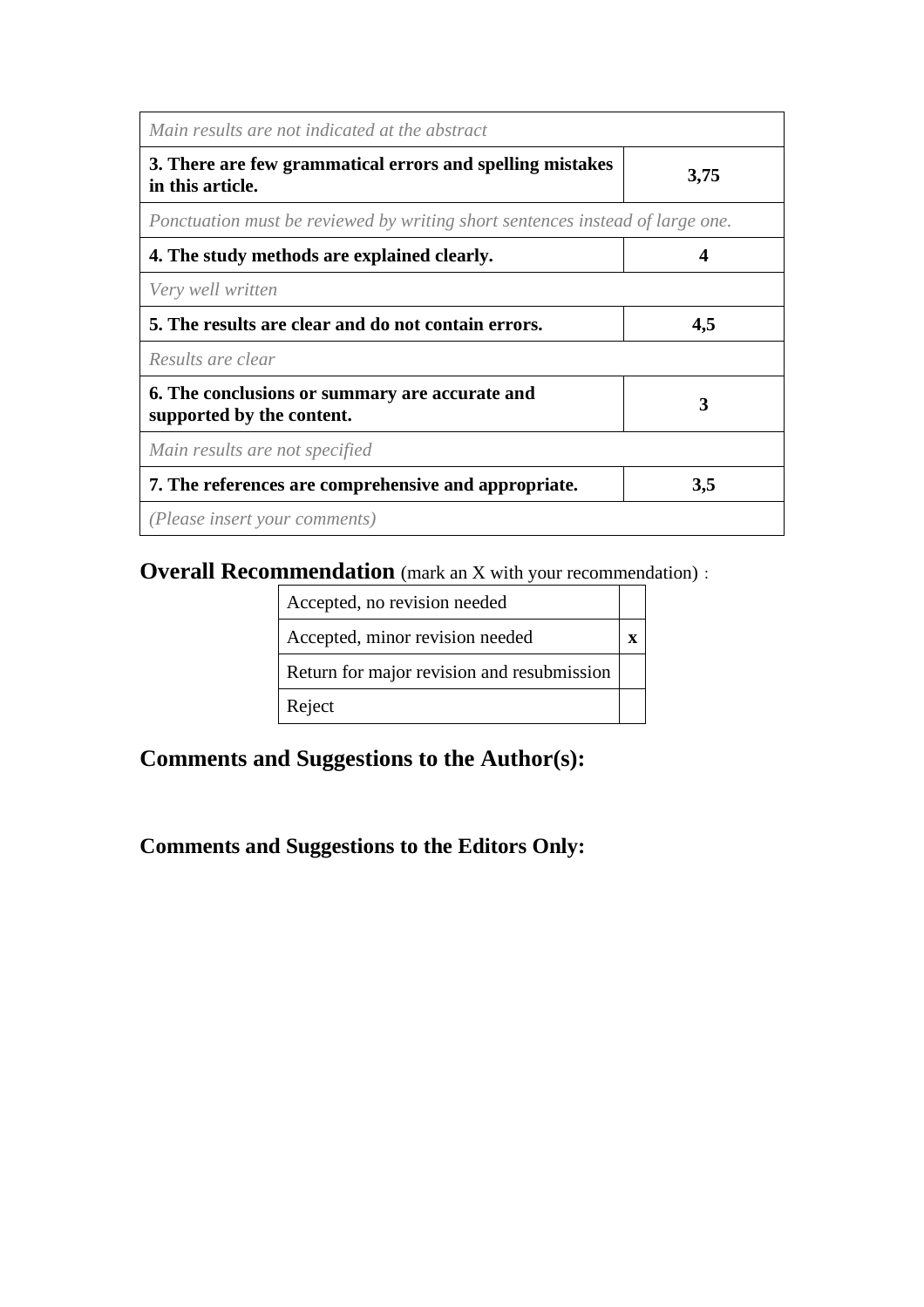| | |
|---|---|
| *Main results are not indicated at the abstract* | |
| **3. There are few grammatical errors and spelling mistakes in this article.** | **3,75** |
| *Ponctuation must be reviewed by writing short sentences instead of large one.* | |
| **4. The study methods are explained clearly.** | **4** |
| *Very well written* | |
| **5. The results are clear and do not contain errors.** | **4,5** |
| *Results are clear* | |
| **6. The conclusions or summary are accurate and supported by the content.** | **3** |
| *Main results are not specified* | |
| **7. The references are comprehensive and appropriate.** | **3,5** |
| *(Please insert your comments)* | |

**Overall Recommendation** (mark an X with your recommendation) :

| | |
|---|---|
| Accepted, no revision needed | |
| Accepted, minor revision needed | **x** |
| Return for major revision and resubmission | |
| Reject | |

## Comments and Suggestions to the Author(s):

## Comments and Suggestions to the Editors Only: